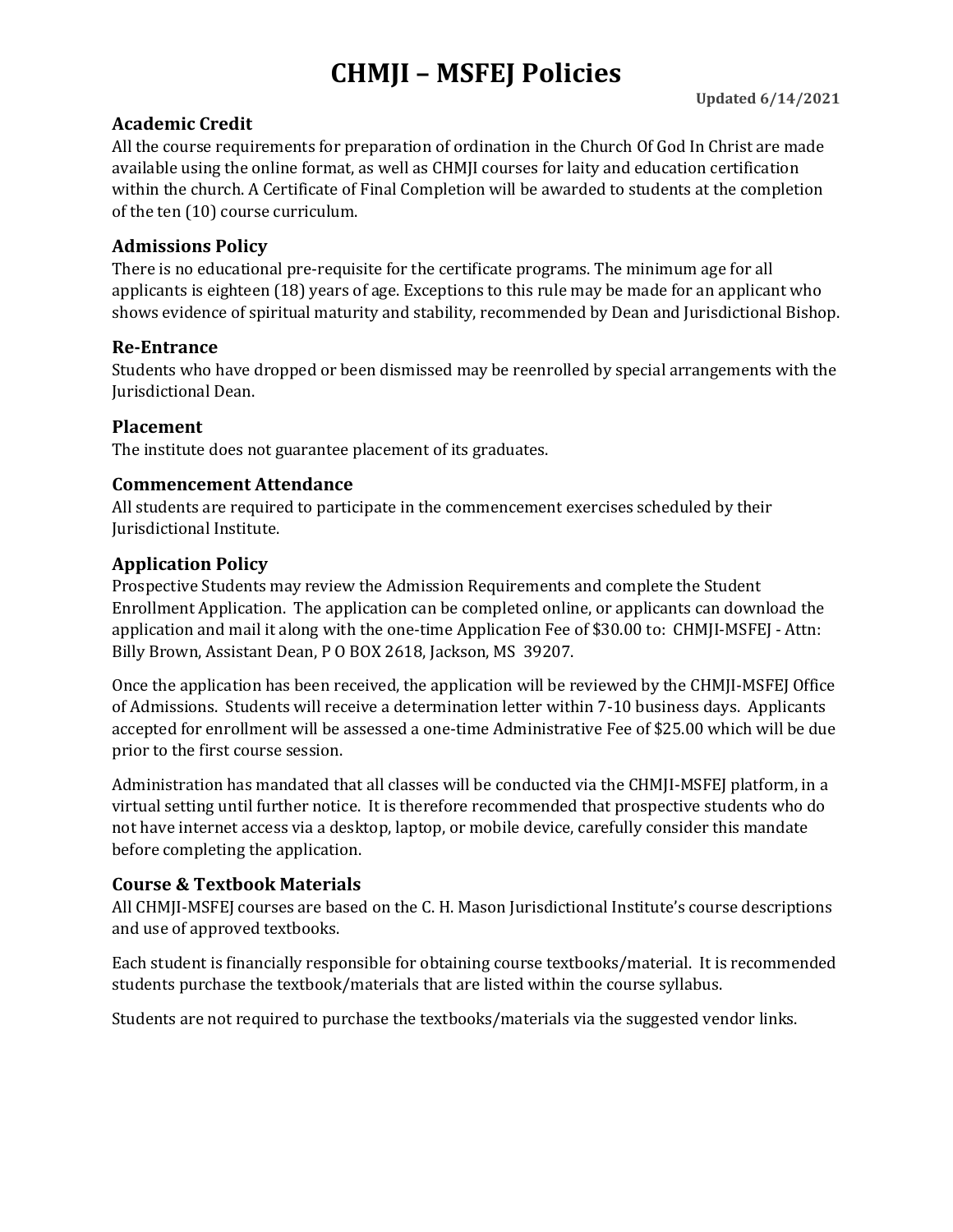# CHMJI – MSFEJ Policies

**Updated 6/14/2021**

## Academic Credit

All the course requirements for preparation of ordination in the Church Of God In Christ are made available using the online format, as well as CHMJI courses for laity and education certification within the church. A Certificate of Final Completion will be awarded to students at the completion of the ten (10) course curriculum.

## Admissions Policy

There is no educational pre-requisite for the certificate programs. The minimum age for all applicants is eighteen (18) years of age. Exceptions to this rule may be made for an applicant who shows evidence of spiritual maturity and stability, recommended by Dean and Jurisdictional Bishop.

## Re-Entrance

Students who have dropped or been dismissed may be reenrolled by special arrangements with the Jurisdictional Dean.

## Placement

The institute does not guarantee placement of its graduates.

## Commencement Attendance

All students are required to participate in the commencement exercises scheduled by their Jurisdictional Institute.

## Application Policy

Prospective Students may review the Admission Requirements and complete the Student Enrollment Application. The application can be completed online, or applicants can download the application and mail it along with the one-time Application Fee of $30.00 to: CHMJI-MSFEJ - Attn: Billy Brown, Assistant Dean, P O BOX 2618, Jackson, MS 39207.

Once the application has been received, the application will be reviewed by the CHMJI-MSFEJ Office of Admissions. Students will receive a determination letter within 7-10 business days. Applicants accepted for enrollment will be assessed a one-time Administrative Fee of $25.00 which will be due prior to the first course session.

Administration has mandated that all classes will be conducted via the CHMJI-MSFEJ platform, in a virtual setting until further notice. It is therefore recommended that prospective students who do not have internet access via a desktop, laptop, or mobile device, carefully consider this mandate before completing the application.

## Course & Textbook Materials

All CHMJI-MSFEJ courses are based on the C. H. Mason Jurisdictional Institute's course descriptions and use of approved textbooks.

Each student is financially responsible for obtaining course textbooks/material. It is recommended students purchase the textbook/materials that are listed within the course syllabus.

Students are not required to purchase the textbooks/materials via the suggested vendor links.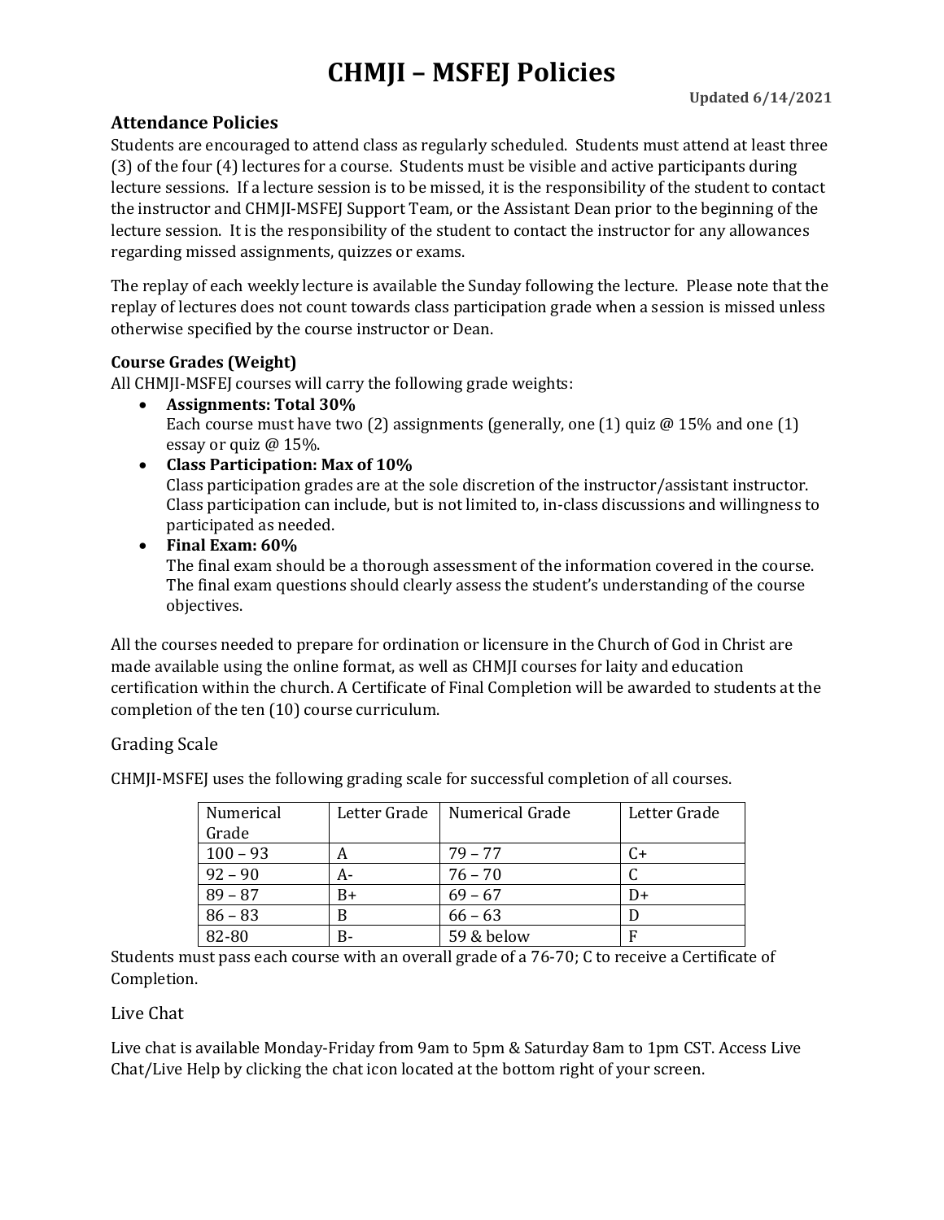# CHMJI – MSFEJ Policies

**Updated 6/14/2021**

## Attendance Policies

Students are encouraged to attend class as regularly scheduled. Students must attend at least three (3) of the four (4) lectures for a course. Students must be visible and active participants during lecture sessions. If a lecture session is to be missed, it is the responsibility of the student to contact the instructor and CHMJI-MSFEJ Support Team, or the Assistant Dean prior to the beginning of the lecture session. It is the responsibility of the student to contact the instructor for any allowances regarding missed assignments, quizzes or exams.

The replay of each weekly lecture is available the Sunday following the lecture. Please note that the replay of lectures does not count towards class participation grade when a session is missed unless otherwise specified by the course instructor or Dean.

### Course Grades (Weight)

All CHMJI-MSFEJ courses will carry the following grade weights:

- **Assignments: Total 30%**
  Each course must have two (2) assignments (generally, one (1) quiz @ 15% and one (1) essay or quiz @ 15%.
- **Class Participation: Max of 10%**
  Class participation grades are at the sole discretion of the instructor/assistant instructor. Class participation can include, but is not limited to, in-class discussions and willingness to participated as needed.
- **Final Exam: 60%**
  The final exam should be a thorough assessment of the information covered in the course. The final exam questions should clearly assess the student's understanding of the course objectives.

All the courses needed to prepare for ordination or licensure in the Church of God in Christ are made available using the online format, as well as CHMJI courses for laity and education certification within the church. A Certificate of Final Completion will be awarded to students at the completion of the ten (10) course curriculum.

## Grading Scale

CHMJI-MSFEJ uses the following grading scale for successful completion of all courses.

| Numerical Grade | Letter Grade | Numerical Grade | Letter Grade |
|---|---|---|---|
| 100 – 93 | A | 79 – 77 | C+ |
| 92 – 90 | A- | 76 – 70 | C |
| 89 – 87 | B+ | 69 – 67 | D+ |
| 86 – 83 | B | 66 – 63 | D |
| 82-80 | B- | 59 & below | F |

Students must pass each course with an overall grade of a 76-70; C to receive a Certificate of Completion.

## Live Chat

Live chat is available Monday-Friday from 9am to 5pm & Saturday 8am to 1pm CST. Access Live Chat/Live Help by clicking the chat icon located at the bottom right of your screen.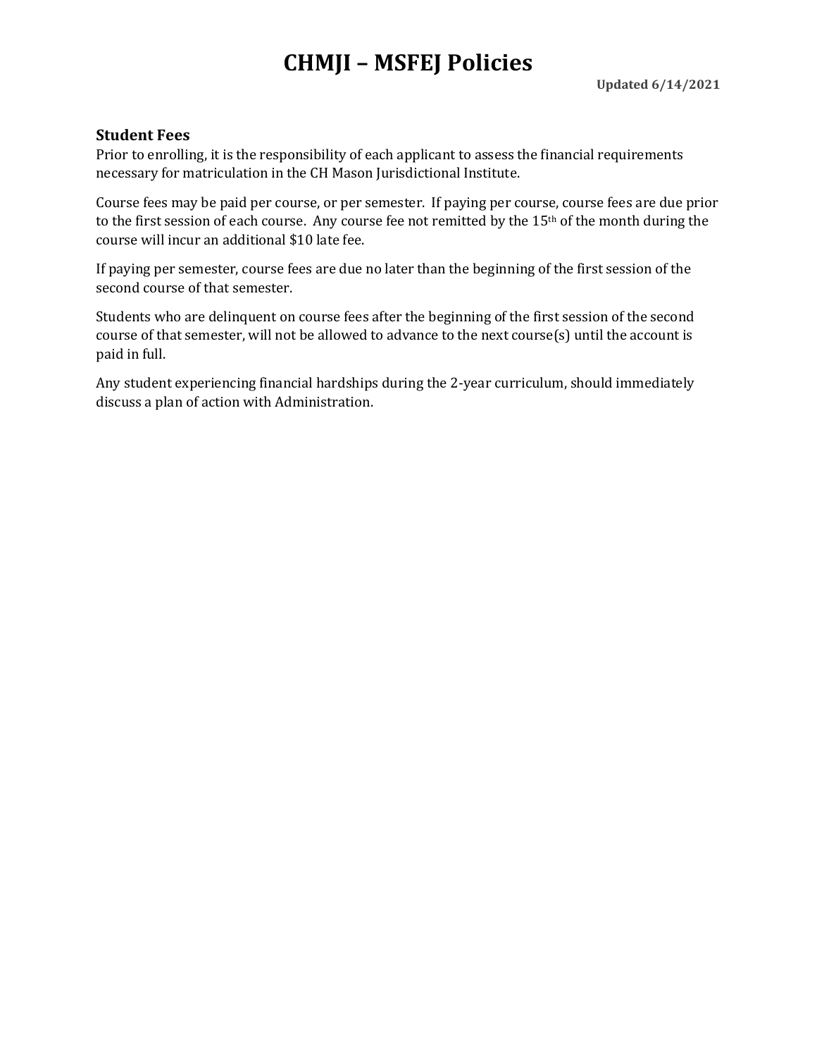# CHMJI – MSFEJ Policies

**Updated 6/14/2021**

### Student Fees

Prior to enrolling, it is the responsibility of each applicant to assess the financial requirements necessary for matriculation in the CH Mason Jurisdictional Institute.

Course fees may be paid per course, or per semester. If paying per course, course fees are due prior to the first session of each course. Any course fee not remitted by the 15th of the month during the course will incur an additional $10 late fee.

If paying per semester, course fees are due no later than the beginning of the first session of the second course of that semester.

Students who are delinquent on course fees after the beginning of the first session of the second course of that semester, will not be allowed to advance to the next course(s) until the account is paid in full.

Any student experiencing financial hardships during the 2-year curriculum, should immediately discuss a plan of action with Administration.